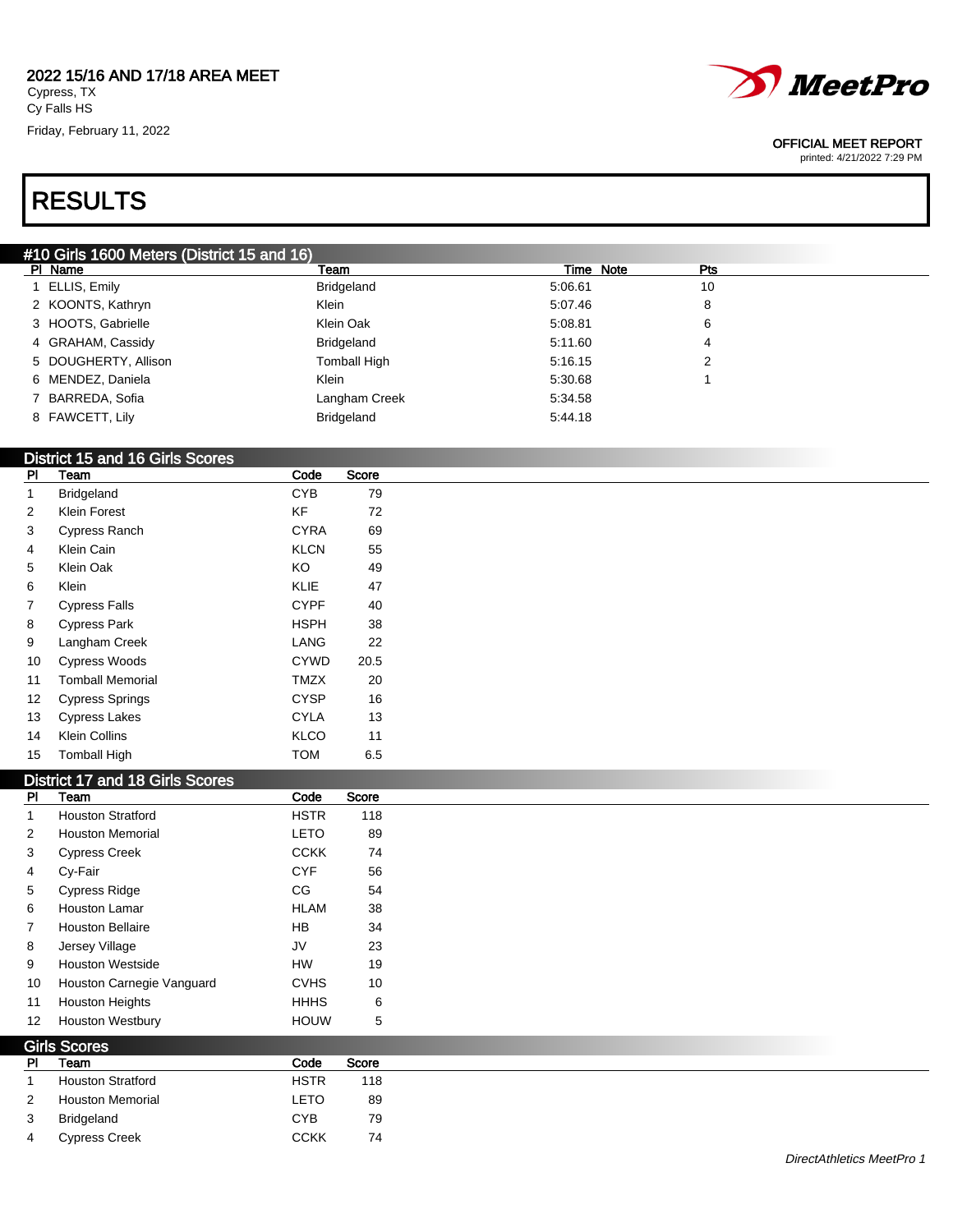**2022 15/16 AND 17/18 AREA MEET**
Cypress, TX
Cy Falls HS
Friday, February 11, 2022

OFFICIAL MEET REPORT
printed: 4/21/2022 7:29 PM

# RESULTS

## #10 Girls 1600 Meters (District 15 and 16)

| Pl | Name | Team | Time | Note | Pts |
|---|---|---|---|---|---|
| 1 | ELLIS, Emily | Bridgeland | 5:06.61 | | 10 |
| 2 | KOONTS, Kathryn | Klein | 5:07.46 | | 8 |
| 3 | HOOTS, Gabrielle | Klein Oak | 5:08.81 | | 6 |
| 4 | GRAHAM, Cassidy | Bridgeland | 5:11.60 | | 4 |
| 5 | DOUGHERTY, Allison | Tomball High | 5:16.15 | | 2 |
| 6 | MENDEZ, Daniela | Klein | 5:30.68 | | 1 |
| 7 | BARREDA, Sofia | Langham Creek | 5:34.58 | | |
| 8 | FAWCETT, Lily | Bridgeland | 5:44.18 | | |

## District 15 and 16 Girls Scores

| Pl | Team | Code | Score |
|---|---|---|---|
| 1 | Bridgeland | CYB | 79 |
| 2 | Klein Forest | KF | 72 |
| 3 | Cypress Ranch | CYRA | 69 |
| 4 | Klein Cain | KLCN | 55 |
| 5 | Klein Oak | KO | 49 |
| 6 | Klein | KLIE | 47 |
| 7 | Cypress Falls | CYPF | 40 |
| 8 | Cypress Park | HSPH | 38 |
| 9 | Langham Creek | LANG | 22 |
| 10 | Cypress Woods | CYWD | 20.5 |
| 11 | Tomball Memorial | TMZX | 20 |
| 12 | Cypress Springs | CYSP | 16 |
| 13 | Cypress Lakes | CYLA | 13 |
| 14 | Klein Collins | KLCO | 11 |
| 15 | Tomball High | TOM | 6.5 |

## District 17 and 18 Girls Scores

| Pl | Team | Code | Score |
|---|---|---|---|
| 1 | Houston Stratford | HSTR | 118 |
| 2 | Houston Memorial | LETO | 89 |
| 3 | Cypress Creek | CCKK | 74 |
| 4 | Cy-Fair | CYF | 56 |
| 5 | Cypress Ridge | CG | 54 |
| 6 | Houston Lamar | HLAM | 38 |
| 7 | Houston Bellaire | HB | 34 |
| 8 | Jersey Village | JV | 23 |
| 9 | Houston Westside | HW | 19 |
| 10 | Houston Carnegie Vanguard | CVHS | 10 |
| 11 | Houston Heights | HHHS | 6 |
| 12 | Houston Westbury | HOUW | 5 |

## Girls Scores

| Pl | Team | Code | Score |
|---|---|---|---|
| 1 | Houston Stratford | HSTR | 118 |
| 2 | Houston Memorial | LETO | 89 |
| 3 | Bridgeland | CYB | 79 |
| 4 | Cypress Creek | CCKK | 74 |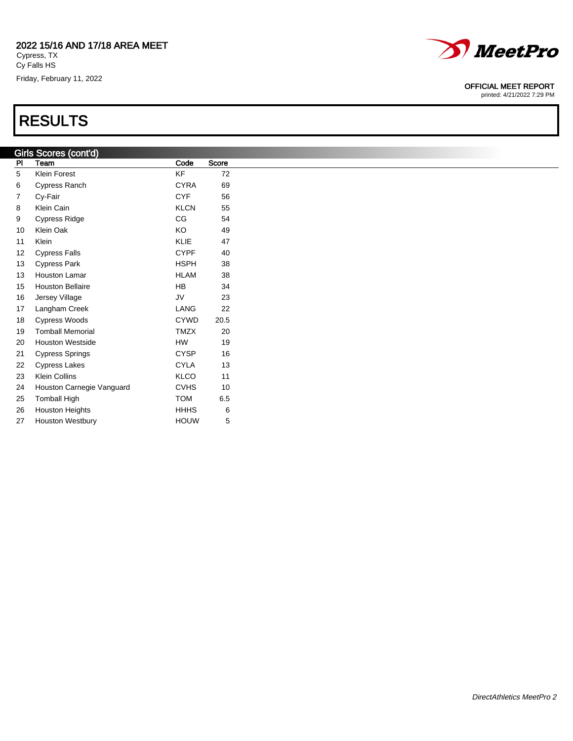2022 15/16 AND 17/18 AREA MEET
Cypress, TX
Cy Falls HS
Friday, February 11, 2022

OFFICIAL MEET REPORT
printed: 4/21/2022 7:29 PM

# RESULTS

## Girls Scores (cont'd)

| Pl | Team | Code | Score |
|---|---|---|---|
| 5 | Klein Forest | KF | 72 |
| 6 | Cypress Ranch | CYRA | 69 |
| 7 | Cy-Fair | CYF | 56 |
| 8 | Klein Cain | KLCN | 55 |
| 9 | Cypress Ridge | CG | 54 |
| 10 | Klein Oak | KO | 49 |
| 11 | Klein | KLIE | 47 |
| 12 | Cypress Falls | CYPF | 40 |
| 13 | Cypress Park | HSPH | 38 |
| 13 | Houston Lamar | HLAM | 38 |
| 15 | Houston Bellaire | HB | 34 |
| 16 | Jersey Village | JV | 23 |
| 17 | Langham Creek | LANG | 22 |
| 18 | Cypress Woods | CYWD | 20.5 |
| 19 | Tomball Memorial | TMZX | 20 |
| 20 | Houston Westside | HW | 19 |
| 21 | Cypress Springs | CYSP | 16 |
| 22 | Cypress Lakes | CYLA | 13 |
| 23 | Klein Collins | KLCO | 11 |
| 24 | Houston Carnegie Vanguard | CVHS | 10 |
| 25 | Tomball High | TOM | 6.5 |
| 26 | Houston Heights | HHHS | 6 |
| 27 | Houston Westbury | HOUW | 5 |